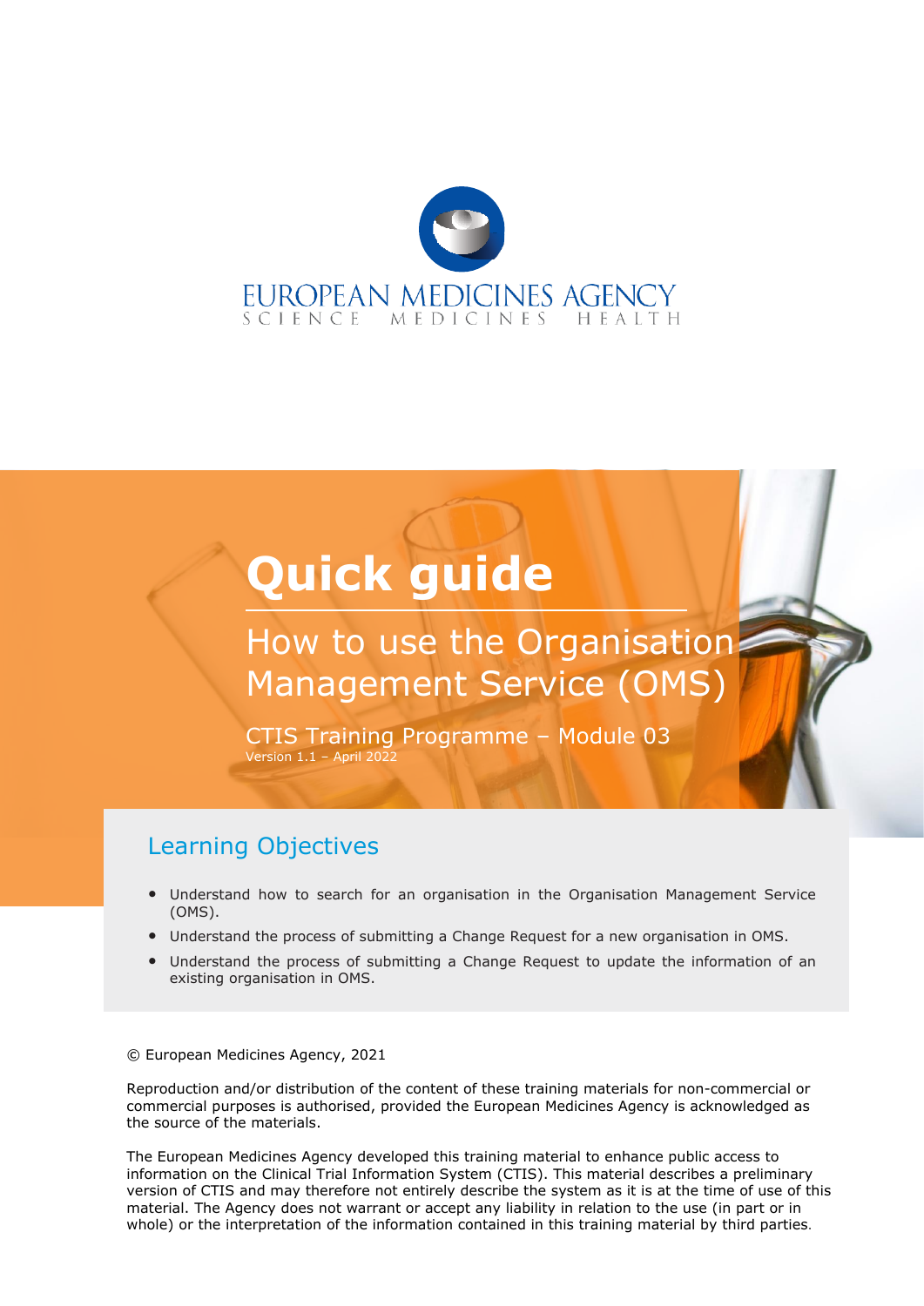EUROPEAN MEDICINES AGENCY
SCIENCE MEDICINES HEALTH

# Quick guide

## How to use the Organisation Management Service (OMS)

CTIS Training Programme – Module 03
Version 1.1 – April 2022

## Learning Objectives

- Understand how to search for an organisation in the Organisation Management Service (OMS).
- Understand the process of submitting a Change Request for a new organisation in OMS.
- Understand the process of submitting a Change Request to update the information of an existing organisation in OMS.

© European Medicines Agency, 2021

Reproduction and/or distribution of the content of these training materials for non-commercial or commercial purposes is authorised, provided the European Medicines Agency is acknowledged as the source of the materials.

The European Medicines Agency developed this training material to enhance public access to information on the Clinical Trial Information System (CTIS). This material describes a preliminary version of CTIS and may therefore not entirely describe the system as it is at the time of use of this material. The Agency does not warrant or accept any liability in relation to the use (in part or in whole) or the interpretation of the information contained in this training material by third parties.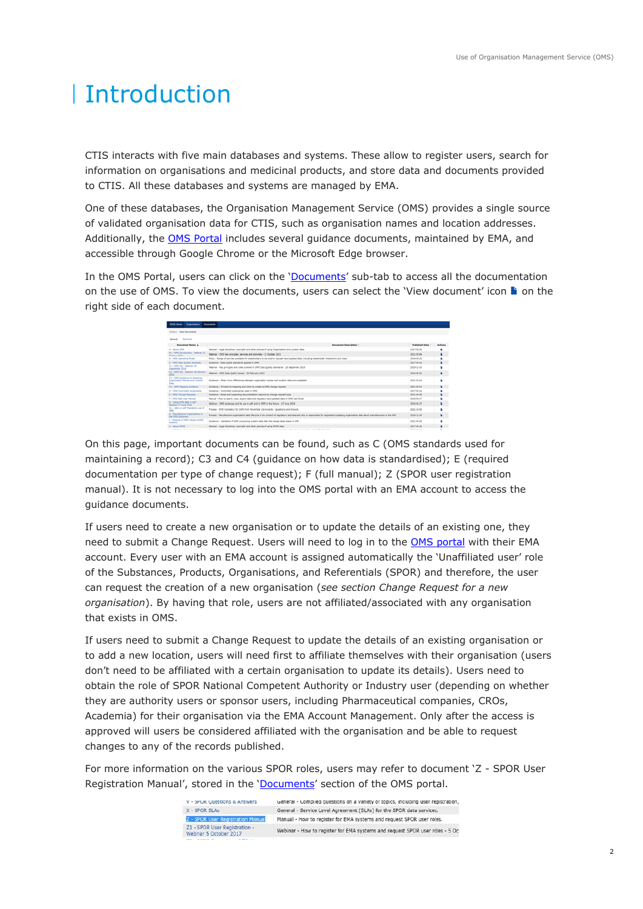# Introduction

CTIS interacts with five main databases and systems. These allow to register users, search for information on organisations and medicinal products, and store data and documents provided to CTIS. All these databases and systems are managed by EMA.

One of these databases, the Organisation Management Service (OMS) provides a single source of validated organisation data for CTIS, such as organisation names and location addresses. Additionally, the OMS Portal includes several guidance documents, maintained by EMA, and accessible through Google Chrome or the Microsoft Edge browser.

In the OMS Portal, users can click on the 'Documents' sub-tab to access all the documentation on the use of OMS. To view the documents, users can select the 'View document' icon on the right side of each document.

On this page, important documents can be found, such as C (OMS standards used for maintaining a record); C3 and C4 (guidance on how data is standardised); E (required documentation per type of change request); F (full manual); Z (SPOR user registration manual). It is not necessary to log into the OMS portal with an EMA account to access the guidance documents.

If users need to create a new organisation or to update the details of an existing one, they need to submit a Change Request. Users will need to log in to the OMS portal with their EMA account. Every user with an EMA account is assigned automatically the 'Unaffiliated user' role of the Substances, Products, Organisations, and Referentials (SPOR) and therefore, the user can request the creation of a new organisation (*see section Change Request for a new organisation*). By having that role, users are not affiliated/associated with any organisation that exists in OMS.

If users need to submit a Change Request to update the details of an existing organisation or to add a new location, users will need first to affiliate themselves with their organisation (users don't need to be affiliated with a certain organisation to update its details). Users need to obtain the role of SPOR National Competent Authority or Industry user (depending on whether they are authority users or sponsor users, including Pharmaceutical companies, CROs, Academia) for their organisation via the EMA Account Management. Only after the access is approved will users be considered affiliated with the organisation and be able to request changes to any of the records published.

For more information on the various SPOR roles, users may refer to document 'Z - SPOR User Registration Manual', stored in the 'Documents' section of the OMS portal.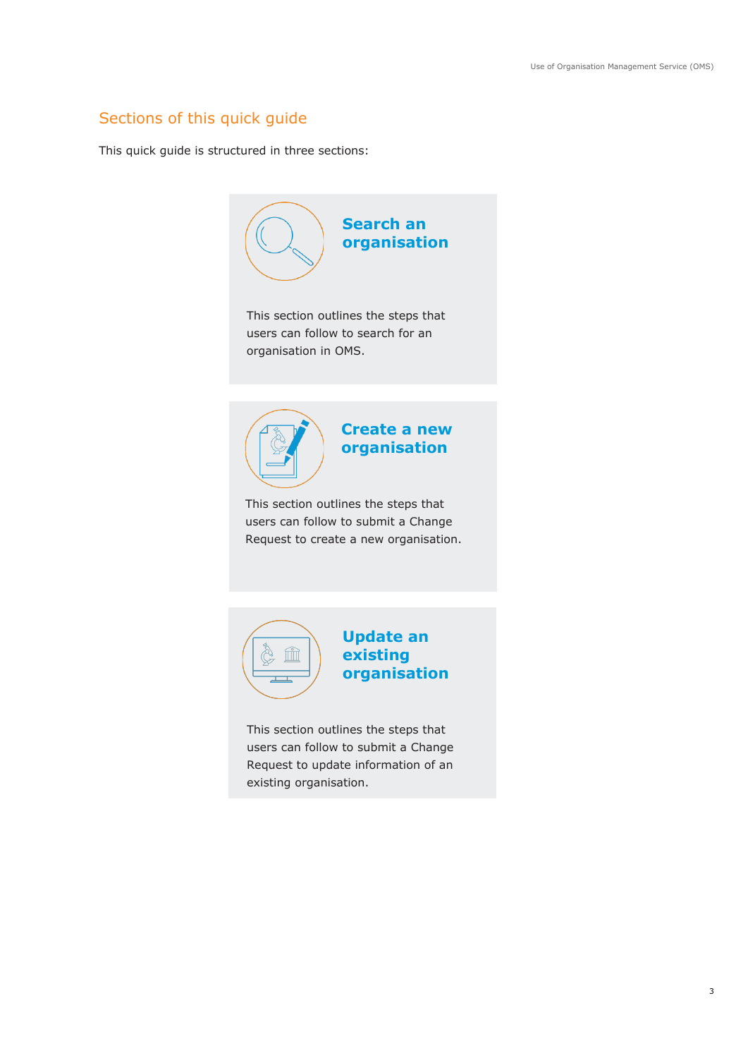## Sections of this quick guide

This quick guide is structured in three sections:

### Search an organisation

This section outlines the steps that users can follow to search for an organisation in OMS.

### Create a new organisation

This section outlines the steps that users can follow to submit a Change Request to create a new organisation.

### Update an existing organisation

This section outlines the steps that users can follow to submit a Change Request to update information of an existing organisation.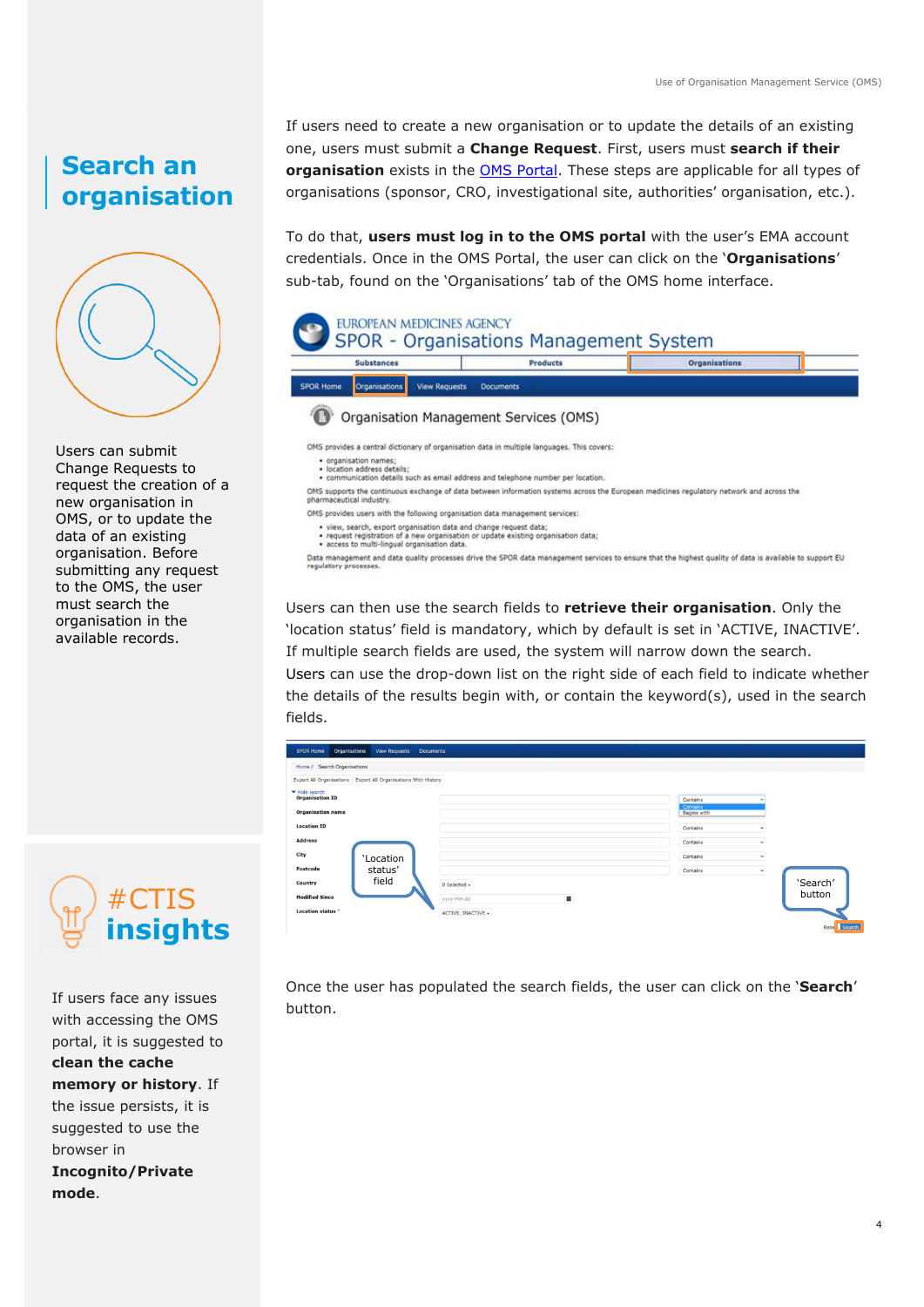## Search an organisation

Users can submit Change Requests to request the creation of a new organisation in OMS, or to update the data of an existing organisation. Before submitting any request to the OMS, the user must search the organisation in the available records.

If users need to create a new organisation or to update the details of an existing one, users must submit a **Change Request**. First, users must **search if their organisation** exists in the OMS Portal. These steps are applicable for all types of organisations (sponsor, CRO, investigational site, authorities' organisation, etc.).

To do that, **users must log in to the OMS portal** with the user's EMA account credentials. Once in the OMS Portal, the user can click on the '**Organisations**' sub-tab, found on the 'Organisations' tab of the OMS home interface.

Users can then use the search fields to **retrieve their organisation**. Only the 'location status' field is mandatory, which by default is set in 'ACTIVE, INACTIVE'. If multiple search fields are used, the system will narrow down the search. Users can use the drop-down list on the right side of each field to indicate whether the details of the results begin with, or contain the keyword(s), used in the search fields.

Once the user has populated the search fields, the user can click on the '**Search**' button.

## #CTIS insights

If users face any issues with accessing the OMS portal, it is suggested to **clean the cache memory or history**. If the issue persists, it is suggested to use the browser in **Incognito/Private mode**.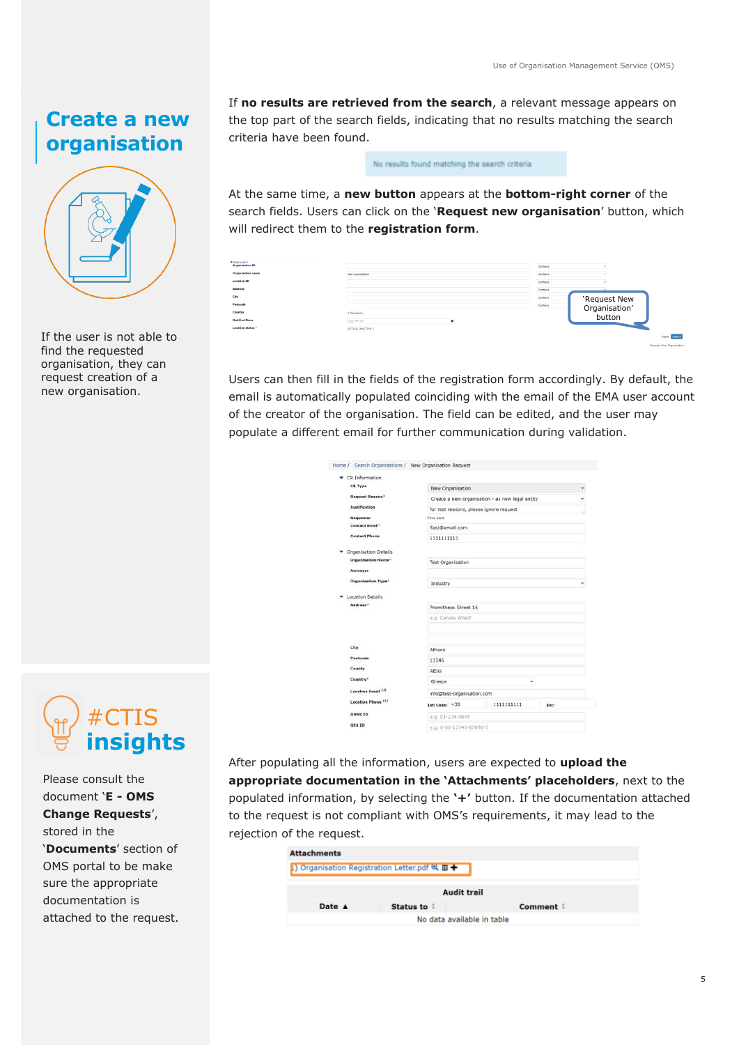## Create a new organisation

If the user is not able to find the requested organisation, they can request creation of a new organisation.

If **no results are retrieved from the search**, a relevant message appears on the top part of the search fields, indicating that no results matching the search criteria have been found.

At the same time, a **new button** appears at the **bottom-right corner** of the search fields. Users can click on the '**Request new organisation**' button, which will redirect them to the **registration form**.

Users can then fill in the fields of the registration form accordingly. By default, the email is automatically populated coinciding with the email of the EMA user account of the creator of the organisation. The field can be edited, and the user may populate a different email for further communication during validation.

After populating all the information, users are expected to **upload the appropriate documentation in the 'Attachments' placeholders**, next to the populated information, by selecting the **'+'** button. If the documentation attached to the request is not compliant with OMS's requirements, it may lead to the rejection of the request.

## #CTIS insights

Please consult the document '**E - OMS Change Requests**', stored in the '**Documents**' section of OMS portal to be make sure the appropriate documentation is attached to the request.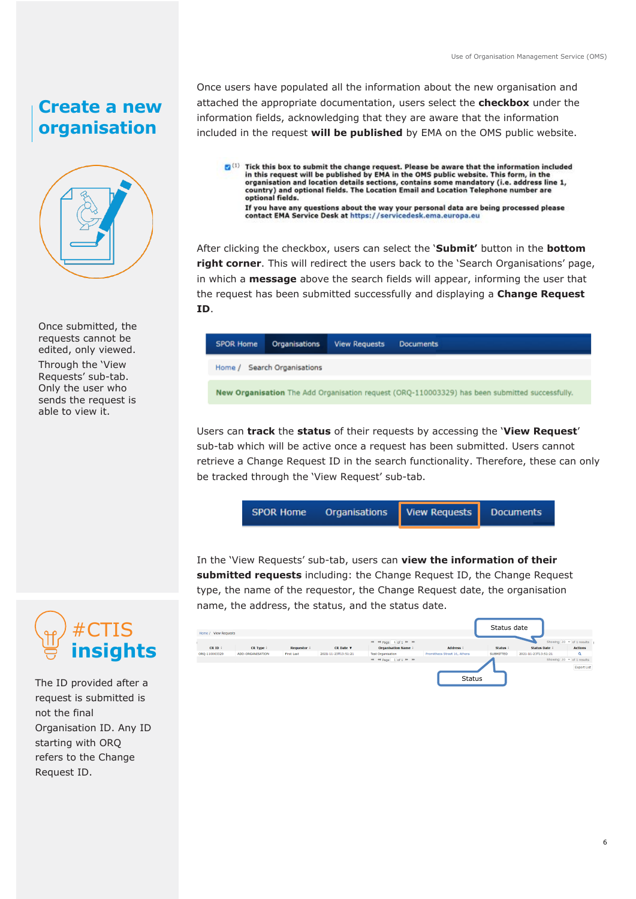## Create a new organisation

Once submitted, the requests cannot be edited, only viewed. Through the 'View Requests' sub-tab. Only the user who sends the request is able to view it.

Once users have populated all the information about the new organisation and attached the appropriate documentation, users select the **checkbox** under the information fields, acknowledging that they are aware that the information included in the request **will be published** by EMA on the OMS public website.

(1) **Tick this box to submit the change request. Please be aware that the information included in this request will be published by EMA in the OMS public website. This form, in the organisation and location details sections, contains some mandatory (i.e. address line 1, country) and optional fields. The Location Email and Location Telephone number are optional fields.**
**If you have any questions about the way your personal data are being processed please contact EMA Service Desk at https://servicedesk.ema.europa.eu**

After clicking the checkbox, users can select the '**Submit'** button in the **bottom right corner**. This will redirect the users back to the 'Search Organisations' page, in which a **message** above the search fields will appear, informing the user that the request has been submitted successfully and displaying a **Change Request ID**.

SPOR Home | Organisations | View Requests | Documents

Home / Search Organisations

**New Organisation** The Add Organisation request (ORQ-110003329) has been submitted successfully.

Users can **track** the **status** of their requests by accessing the '**View Request**' sub-tab which will be active once a request has been submitted. Users cannot retrieve a Change Request ID in the search functionality. Therefore, these can only be tracked through the 'View Request' sub-tab.

SPOR Home | Organisations | View Requests | Documents

In the 'View Requests' sub-tab, users can **view the information of their submitted requests** including: the Change Request ID, the Change Request type, the name of the requestor, the Change Request date, the organisation name, the address, the status, and the status date.

| CR ID | CR Type | Requestor | CR Date | Organisation Name | Address | Status | Status Date | Actions |
|---|---|---|---|---|---|---|---|---|
| ORQ-110003329 | ADD-ORGANISATION | First Last | 2021-11-23T13:51:21 | Test Organisation | Prometheus Street 16, Athens | SUBMITTED | 2021-11-23T13:51:21 | |

Status date

Status

## #CTIS insights

The ID provided after a request is submitted is not the final Organisation ID. Any ID starting with ORQ refers to the Change Request ID.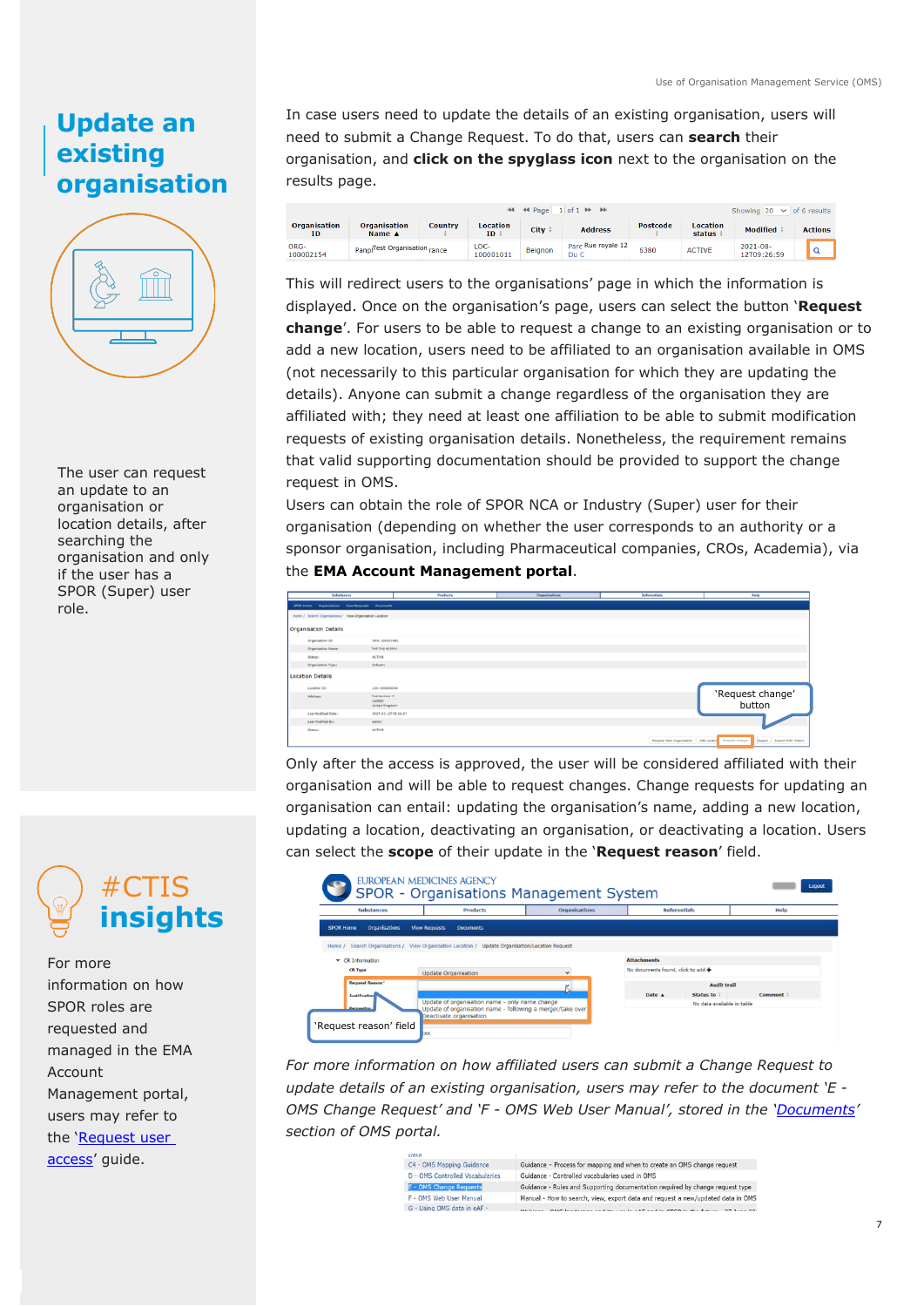# Update an existing organisation

The user can request an update to an organisation or location details, after searching the organisation and only if the user has a SPOR (Super) user role.

In case users need to update the details of an existing organisation, users will need to submit a Change Request. To do that, users can **search** their organisation, and **click on the spyglass icon** next to the organisation on the results page.

This will redirect users to the organisations' page in which the information is displayed. Once on the organisation's page, users can select the button '**Request change**'. For users to be able to request a change to an existing organisation or to add a new location, users need to be affiliated to an organisation available in OMS (not necessarily to this particular organisation for which they are updating the details). Anyone can submit a change regardless of the organisation they are affiliated with; they need at least one affiliation to be able to submit modification requests of existing organisation details. Nonetheless, the requirement remains that valid supporting documentation should be provided to support the change request in OMS.

Users can obtain the role of SPOR NCA or Industry (Super) user for their organisation (depending on whether the user corresponds to an authority or a sponsor organisation, including Pharmaceutical companies, CROs, Academia), via the **EMA Account Management portal**.

Only after the access is approved, the user will be considered affiliated with their organisation and will be able to request changes. Change requests for updating an organisation can entail: updating the organisation's name, adding a new location, updating a location, deactivating an organisation, or deactivating a location. Users can select the **scope** of their update in the '**Request reason**' field.

*For more information on how affiliated users can submit a Change Request to update details of an existing organisation, users may refer to the document 'E - OMS Change Request' and 'F - OMS Web User Manual', stored in the '[Documents](Documents)' section of OMS portal.*

## #CTIS insights

For more information on how SPOR roles are requested and managed in the EMA Account Management portal, users may refer to the '[Request user access](Request user access)' guide.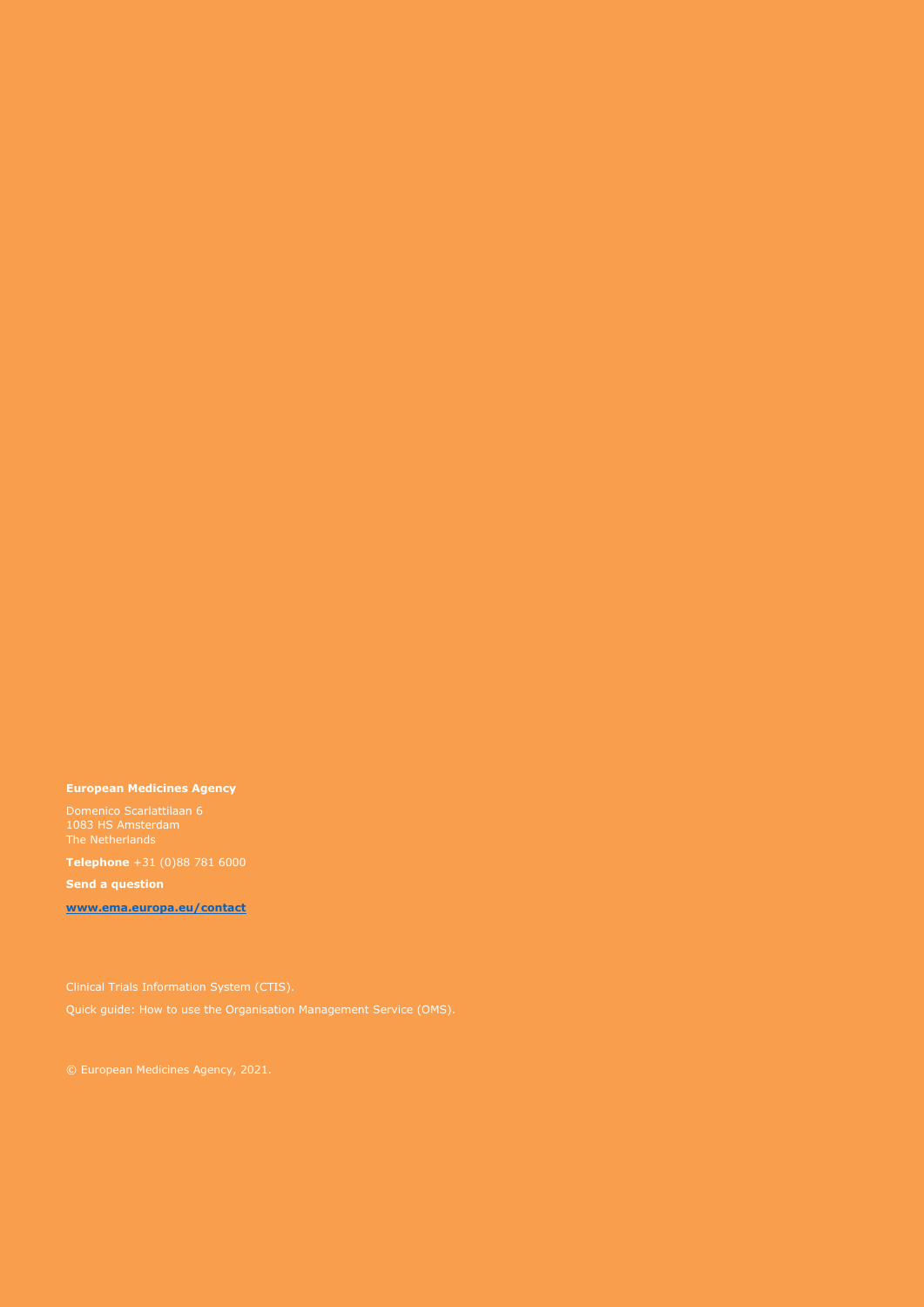**European Medicines Agency**

Domenico Scarlattilaan 6
1083 HS Amsterdam
The Netherlands

**Telephone** +31 (0)88 781 6000

**Send a question**

**www.ema.europa.eu/contact**

Clinical Trials Information System (CTIS).

Quick guide: How to use the Organisation Management Service (OMS).

© European Medicines Agency, 2021.